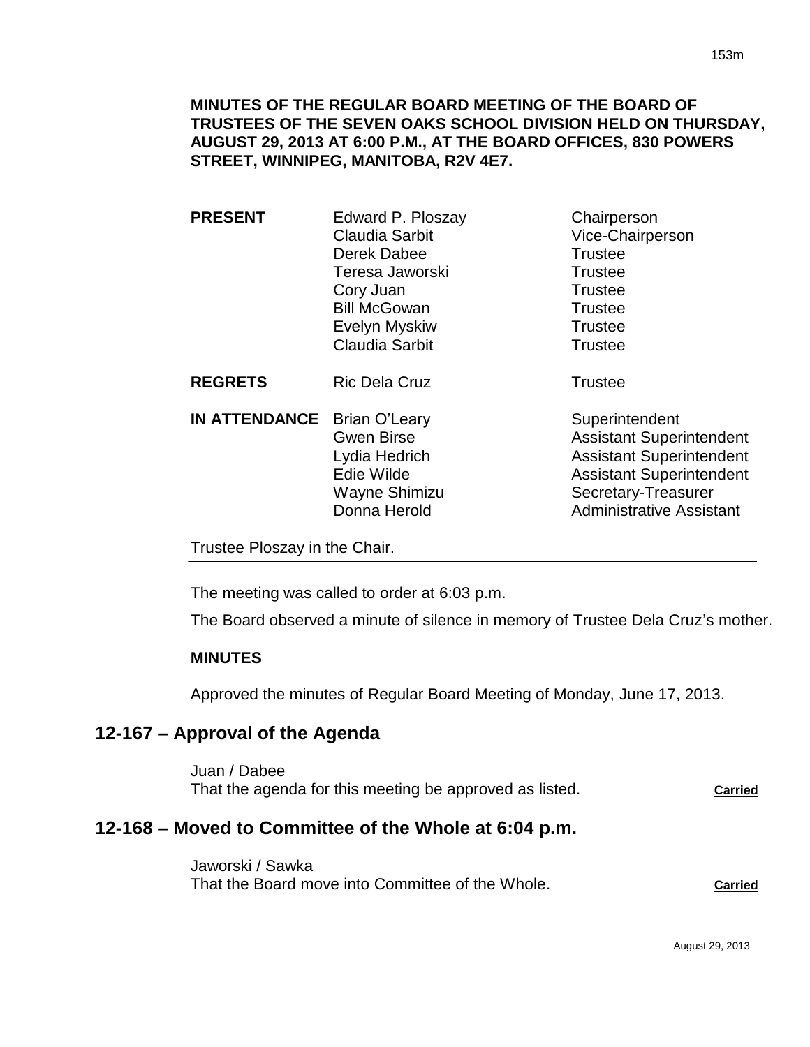**MINUTES OF THE REGULAR BOARD MEETING OF THE BOARD OF TRUSTEES OF THE SEVEN OAKS SCHOOL DIVISION HELD ON THURSDAY, AUGUST 29, 2013 AT 6:00 P.M., AT THE BOARD OFFICES, 830 POWERS STREET, WINNIPEG, MANITOBA, R2V 4E7.**

| | | |
|---|---|---|
| **PRESENT** | Edward P. Ploszay | Chairperson |
| | Claudia Sarbit | Vice-Chairperson |
| | Derek Dabee | Trustee |
| | Teresa Jaworski | Trustee |
| | Cory Juan | Trustee |
| | Bill McGowan | Trustee |
| | Evelyn Myskiw | Trustee |
| | Claudia Sarbit | Trustee |
| **REGRETS** | Ric Dela Cruz | Trustee |
| **IN ATTENDANCE** | Brian O'Leary | Superintendent |
| | Gwen Birse | Assistant Superintendent |
| | Lydia Hedrich | Assistant Superintendent |
| | Edie Wilde | Assistant Superintendent |
| | Wayne Shimizu | Secretary-Treasurer |
| | Donna Herold | Administrative Assistant |

Trustee Ploszay in the Chair.

The meeting was called to order at 6:03 p.m.

The Board observed a minute of silence in memory of Trustee Dela Cruz's mother.

**MINUTES**

Approved the minutes of Regular Board Meeting of Monday, June 17, 2013.

## 12-167 – Approval of the Agenda

Juan / Dabee
That the agenda for this meeting be approved as listed. **Carried**

## 12-168 – Moved to Committee of the Whole at 6:04 p.m.

Jaworski / Sawka
That the Board move into Committee of the Whole. **Carried**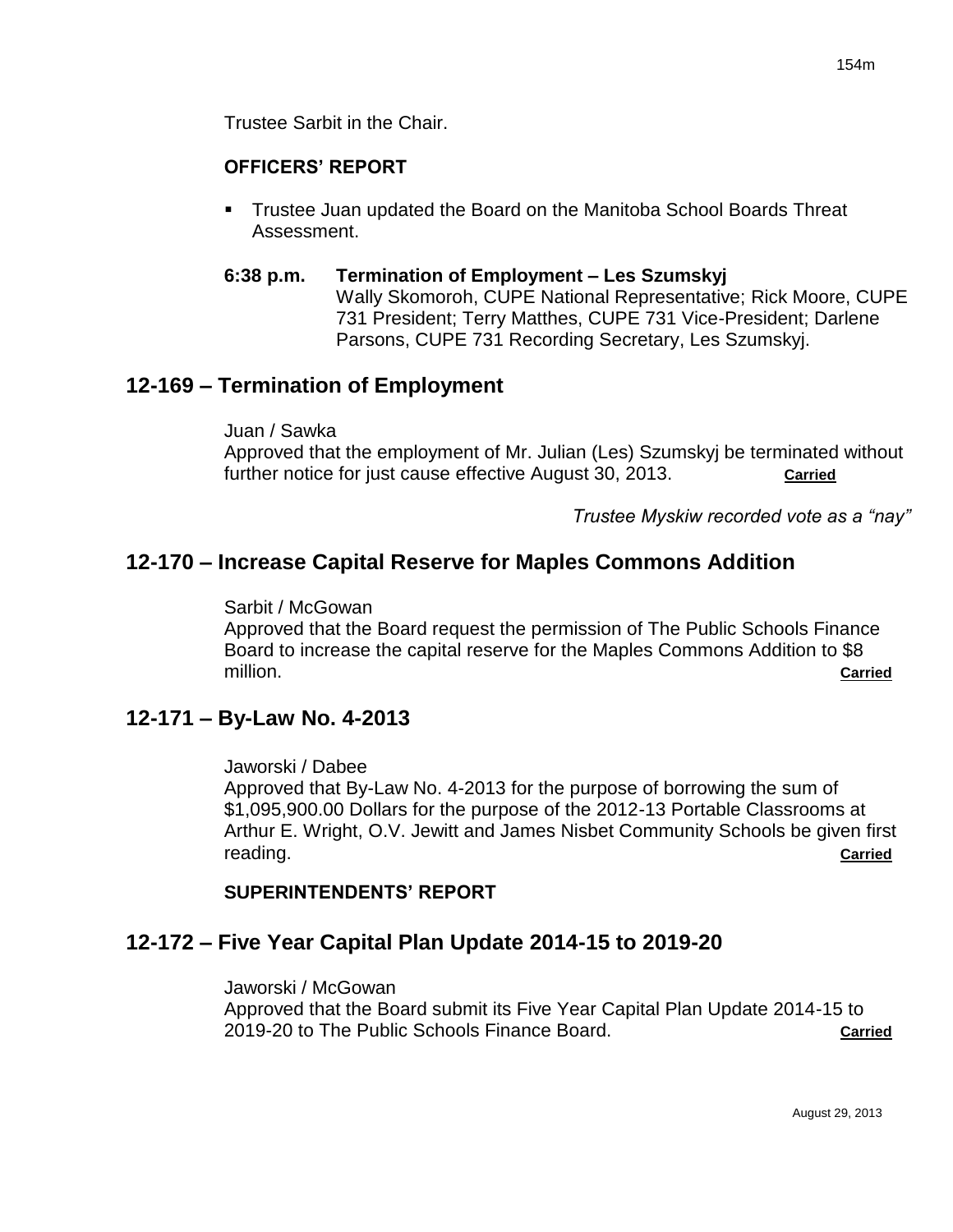Trustee Sarbit in the Chair.

**OFFICERS' REPORT**

- Trustee Juan updated the Board on the Manitoba School Boards Threat Assessment.

**6:38 p.m. Termination of Employment – Les Szumskyj**
Wally Skomoroh, CUPE National Representative; Rick Moore, CUPE 731 President; Terry Matthes, CUPE 731 Vice-President; Darlene Parsons, CUPE 731 Recording Secretary, Les Szumskyj.

## 12-169 – Termination of Employment

Juan / Sawka
Approved that the employment of Mr. Julian (Les) Szumskyj be terminated without further notice for just cause effective August 30, 2013. **Carried**

*Trustee Myskiw recorded vote as a "nay"*

## 12-170 – Increase Capital Reserve for Maples Commons Addition

Sarbit / McGowan
Approved that the Board request the permission of The Public Schools Finance Board to increase the capital reserve for the Maples Commons Addition to $8 million. **Carried**

## 12-171 – By-Law No. 4-2013

Jaworski / Dabee
Approved that By-Law No. 4-2013 for the purpose of borrowing the sum of $1,095,900.00 Dollars for the purpose of the 2012-13 Portable Classrooms at Arthur E. Wright, O.V. Jewitt and James Nisbet Community Schools be given first reading. **Carried**

**SUPERINTENDENTS' REPORT**

## 12-172 – Five Year Capital Plan Update 2014-15 to 2019-20

Jaworski / McGowan
Approved that the Board submit its Five Year Capital Plan Update 2014-15 to 2019-20 to The Public Schools Finance Board. **Carried**

August 29, 2013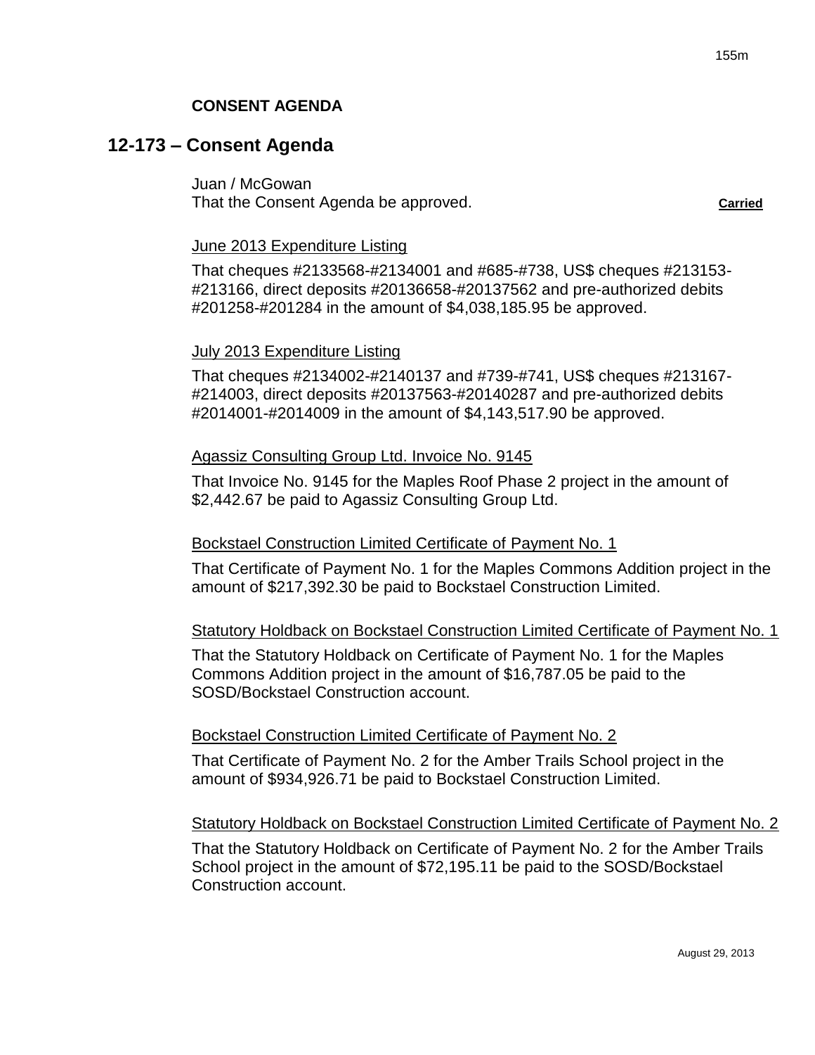**CONSENT AGENDA**

## 12-173 – Consent Agenda

Juan / McGowan
That the Consent Agenda be approved. **Carried**

June 2013 Expenditure Listing

That cheques #2133568-#2134001 and #685-#738, US$ cheques #213153-#213166, direct deposits #20136658-#20137562 and pre-authorized debits #201258-#201284 in the amount of $4,038,185.95 be approved.

July 2013 Expenditure Listing

That cheques #2134002-#2140137 and #739-#741, US$ cheques #213167-#214003, direct deposits #20137563-#20140287 and pre-authorized debits #2014001-#2014009 in the amount of $4,143,517.90 be approved.

Agassiz Consulting Group Ltd. Invoice No. 9145

That Invoice No. 9145 for the Maples Roof Phase 2 project in the amount of $2,442.67 be paid to Agassiz Consulting Group Ltd.

Bockstael Construction Limited Certificate of Payment No. 1

That Certificate of Payment No. 1 for the Maples Commons Addition project in the amount of $217,392.30 be paid to Bockstael Construction Limited.

Statutory Holdback on Bockstael Construction Limited Certificate of Payment No. 1

That the Statutory Holdback on Certificate of Payment No. 1 for the Maples Commons Addition project in the amount of $16,787.05 be paid to the SOSD/Bockstael Construction account.

Bockstael Construction Limited Certificate of Payment No. 2

That Certificate of Payment No. 2 for the Amber Trails School project in the amount of $934,926.71 be paid to Bockstael Construction Limited.

Statutory Holdback on Bockstael Construction Limited Certificate of Payment No. 2

That the Statutory Holdback on Certificate of Payment No. 2 for the Amber Trails School project in the amount of $72,195.11 be paid to the SOSD/Bockstael Construction account.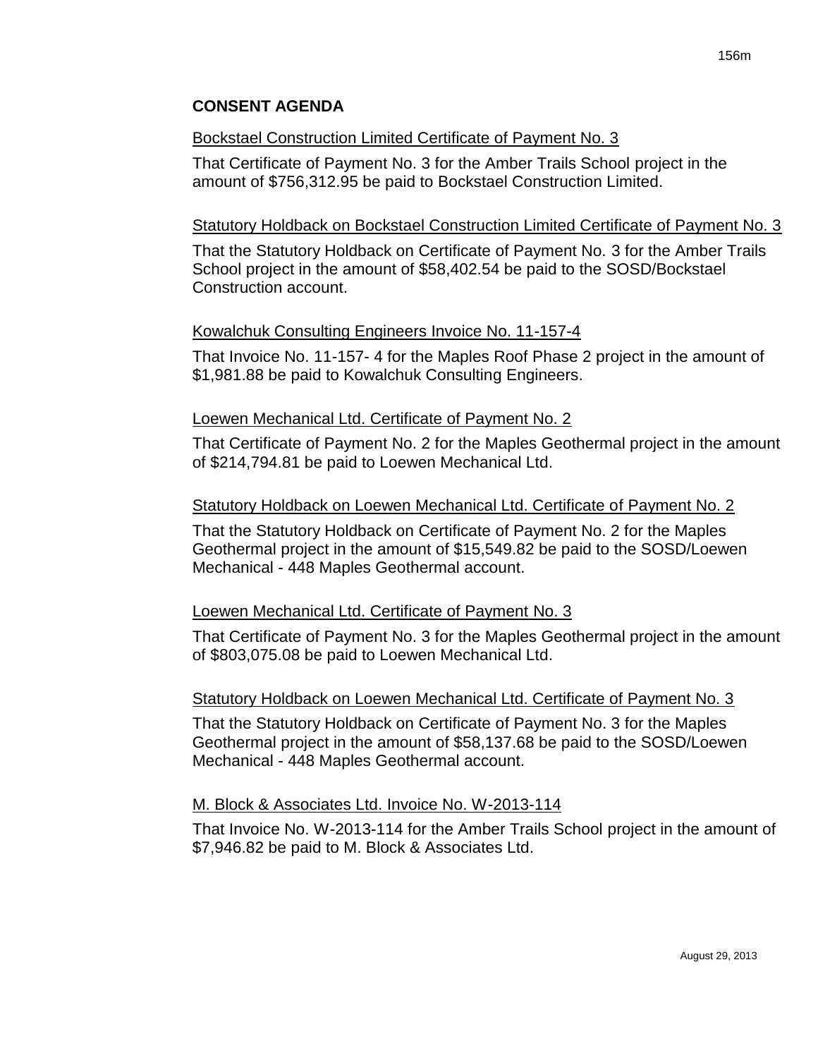## CONSENT AGENDA

Bockstael Construction Limited Certificate of Payment No. 3

That Certificate of Payment No. 3 for the Amber Trails School project in the amount of $756,312.95 be paid to Bockstael Construction Limited.

Statutory Holdback on Bockstael Construction Limited Certificate of Payment No. 3

That the Statutory Holdback on Certificate of Payment No. 3 for the Amber Trails School project in the amount of $58,402.54 be paid to the SOSD/Bockstael Construction account.

Kowalchuk Consulting Engineers Invoice No. 11-157-4

That Invoice No. 11-157- 4 for the Maples Roof Phase 2 project in the amount of $1,981.88 be paid to Kowalchuk Consulting Engineers.

Loewen Mechanical Ltd. Certificate of Payment No. 2

That Certificate of Payment No. 2 for the Maples Geothermal project in the amount of $214,794.81 be paid to Loewen Mechanical Ltd.

Statutory Holdback on Loewen Mechanical Ltd. Certificate of Payment No. 2

That the Statutory Holdback on Certificate of Payment No. 2 for the Maples Geothermal project in the amount of $15,549.82 be paid to the SOSD/Loewen Mechanical - 448 Maples Geothermal account.

Loewen Mechanical Ltd. Certificate of Payment No. 3

That Certificate of Payment No. 3 for the Maples Geothermal project in the amount of $803,075.08 be paid to Loewen Mechanical Ltd.

Statutory Holdback on Loewen Mechanical Ltd. Certificate of Payment No. 3

That the Statutory Holdback on Certificate of Payment No. 3 for the Maples Geothermal project in the amount of $58,137.68 be paid to the SOSD/Loewen Mechanical - 448 Maples Geothermal account.

M. Block & Associates Ltd. Invoice No. W-2013-114

That Invoice No. W-2013-114 for the Amber Trails School project in the amount of $7,946.82 be paid to M. Block & Associates Ltd.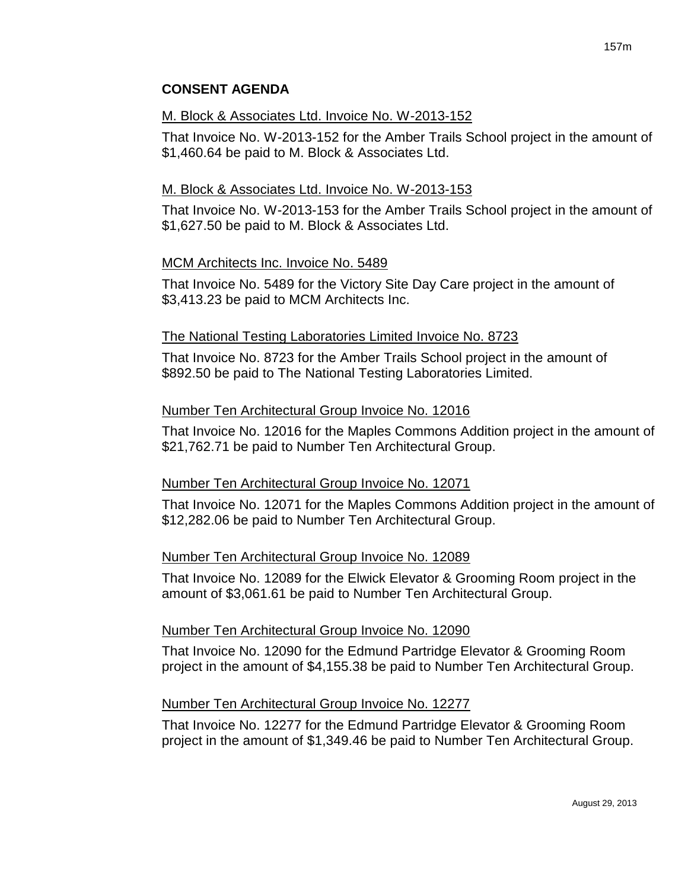## CONSENT AGENDA

M. Block & Associates Ltd. Invoice No. W-2013-152

That Invoice No. W-2013-152 for the Amber Trails School project in the amount of $1,460.64 be paid to M. Block & Associates Ltd.

M. Block & Associates Ltd. Invoice No. W-2013-153

That Invoice No. W-2013-153 for the Amber Trails School project in the amount of $1,627.50 be paid to M. Block & Associates Ltd.

MCM Architects Inc. Invoice No. 5489

That Invoice No. 5489 for the Victory Site Day Care project in the amount of $3,413.23 be paid to MCM Architects Inc.

The National Testing Laboratories Limited Invoice No. 8723

That Invoice No. 8723 for the Amber Trails School project in the amount of $892.50 be paid to The National Testing Laboratories Limited.

Number Ten Architectural Group Invoice No. 12016

That Invoice No. 12016 for the Maples Commons Addition project in the amount of $21,762.71 be paid to Number Ten Architectural Group.

Number Ten Architectural Group Invoice No. 12071

That Invoice No. 12071 for the Maples Commons Addition project in the amount of $12,282.06 be paid to Number Ten Architectural Group.

Number Ten Architectural Group Invoice No. 12089

That Invoice No. 12089 for the Elwick Elevator & Grooming Room project in the amount of $3,061.61 be paid to Number Ten Architectural Group.

Number Ten Architectural Group Invoice No. 12090

That Invoice No. 12090 for the Edmund Partridge Elevator & Grooming Room project in the amount of $4,155.38 be paid to Number Ten Architectural Group.

Number Ten Architectural Group Invoice No. 12277

That Invoice No. 12277 for the Edmund Partridge Elevator & Grooming Room project in the amount of $1,349.46 be paid to Number Ten Architectural Group.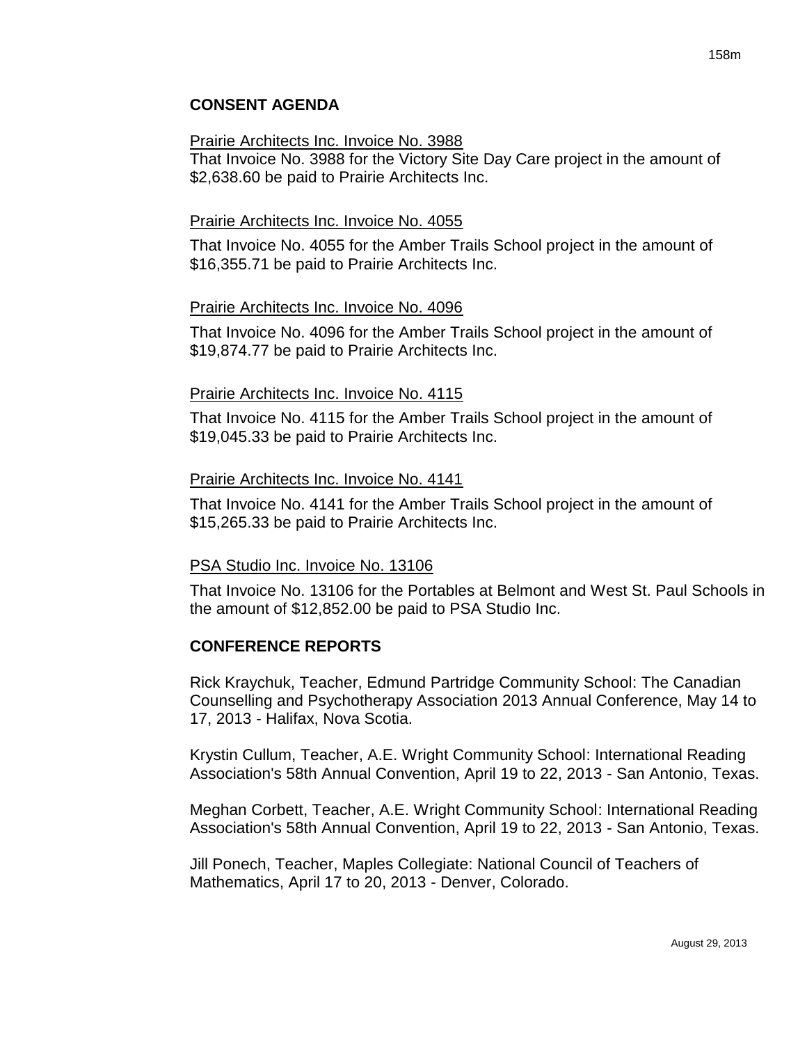## CONSENT AGENDA

Prairie Architects Inc. Invoice No. 3988

That Invoice No. 3988 for the Victory Site Day Care project in the amount of $2,638.60 be paid to Prairie Architects Inc.

Prairie Architects Inc. Invoice No. 4055

That Invoice No. 4055 for the Amber Trails School project in the amount of $16,355.71 be paid to Prairie Architects Inc.

Prairie Architects Inc. Invoice No. 4096

That Invoice No. 4096 for the Amber Trails School project in the amount of $19,874.77 be paid to Prairie Architects Inc.

Prairie Architects Inc. Invoice No. 4115

That Invoice No. 4115 for the Amber Trails School project in the amount of $19,045.33 be paid to Prairie Architects Inc.

Prairie Architects Inc. Invoice No. 4141

That Invoice No. 4141 for the Amber Trails School project in the amount of $15,265.33 be paid to Prairie Architects Inc.

PSA Studio Inc. Invoice No. 13106

That Invoice No. 13106 for the Portables at Belmont and West St. Paul Schools in the amount of $12,852.00 be paid to PSA Studio Inc.

## CONFERENCE REPORTS

Rick Kraychuk, Teacher, Edmund Partridge Community School: The Canadian Counselling and Psychotherapy Association 2013 Annual Conference, May 14 to 17, 2013 - Halifax, Nova Scotia.

Krystin Cullum, Teacher, A.E. Wright Community School: International Reading Association's 58th Annual Convention, April 19 to 22, 2013 - San Antonio, Texas.

Meghan Corbett, Teacher, A.E. Wright Community School: International Reading Association's 58th Annual Convention, April 19 to 22, 2013 - San Antonio, Texas.

Jill Ponech, Teacher, Maples Collegiate: National Council of Teachers of Mathematics, April 17 to 20, 2013 - Denver, Colorado.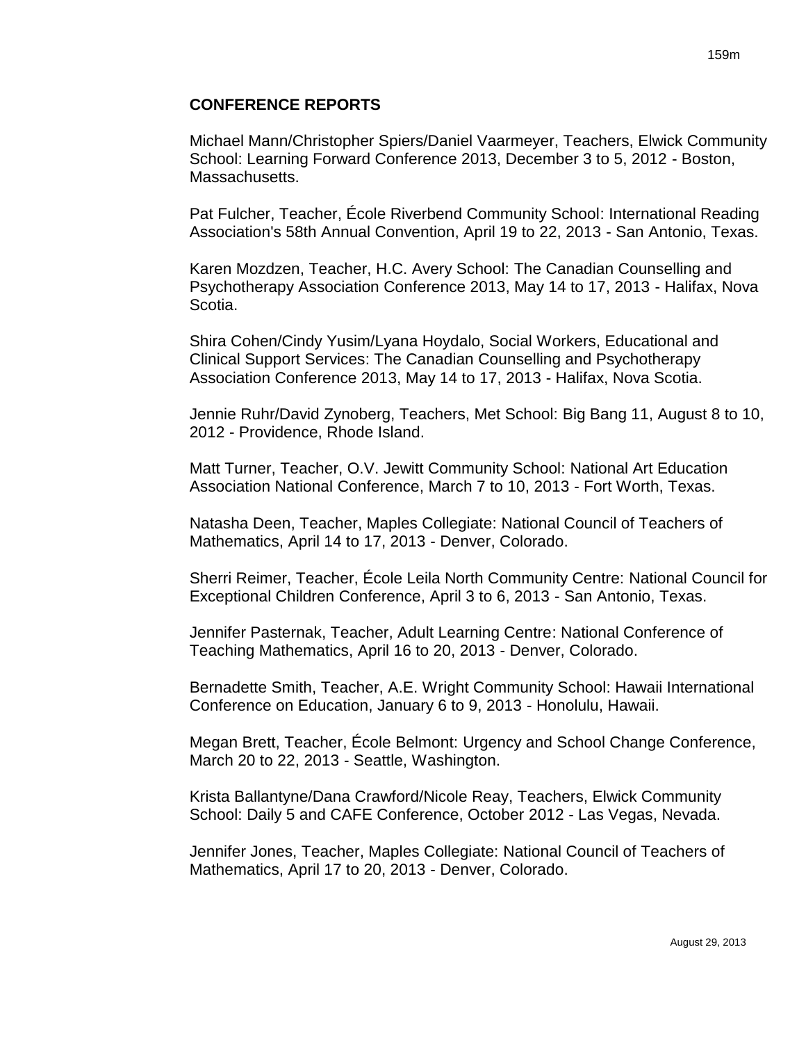## CONFERENCE REPORTS

Michael Mann/Christopher Spiers/Daniel Vaarmeyer, Teachers, Elwick Community School: Learning Forward Conference 2013, December 3 to 5, 2012 - Boston, Massachusetts.

Pat Fulcher, Teacher, École Riverbend Community School: International Reading Association's 58th Annual Convention, April 19 to 22, 2013 - San Antonio, Texas.

Karen Mozdzen, Teacher, H.C. Avery School: The Canadian Counselling and Psychotherapy Association Conference 2013, May 14 to 17, 2013 - Halifax, Nova Scotia.

Shira Cohen/Cindy Yusim/Lyana Hoydalo, Social Workers, Educational and Clinical Support Services: The Canadian Counselling and Psychotherapy Association Conference 2013, May 14 to 17, 2013 - Halifax, Nova Scotia.

Jennie Ruhr/David Zynoberg, Teachers, Met School: Big Bang 11, August 8 to 10, 2012 - Providence, Rhode Island.

Matt Turner, Teacher, O.V. Jewitt Community School: National Art Education Association National Conference, March 7 to 10, 2013 - Fort Worth, Texas.

Natasha Deen, Teacher, Maples Collegiate: National Council of Teachers of Mathematics, April 14 to 17, 2013 - Denver, Colorado.

Sherri Reimer, Teacher, École Leila North Community Centre: National Council for Exceptional Children Conference, April 3 to 6, 2013 - San Antonio, Texas.

Jennifer Pasternak, Teacher, Adult Learning Centre: National Conference of Teaching Mathematics, April 16 to 20, 2013 - Denver, Colorado.

Bernadette Smith, Teacher, A.E. Wright Community School: Hawaii International Conference on Education, January 6 to 9, 2013 - Honolulu, Hawaii.

Megan Brett, Teacher, École Belmont: Urgency and School Change Conference, March 20 to 22, 2013 - Seattle, Washington.

Krista Ballantyne/Dana Crawford/Nicole Reay, Teachers, Elwick Community School: Daily 5 and CAFE Conference, October 2012 - Las Vegas, Nevada.

Jennifer Jones, Teacher, Maples Collegiate: National Council of Teachers of Mathematics, April 17 to 20, 2013 - Denver, Colorado.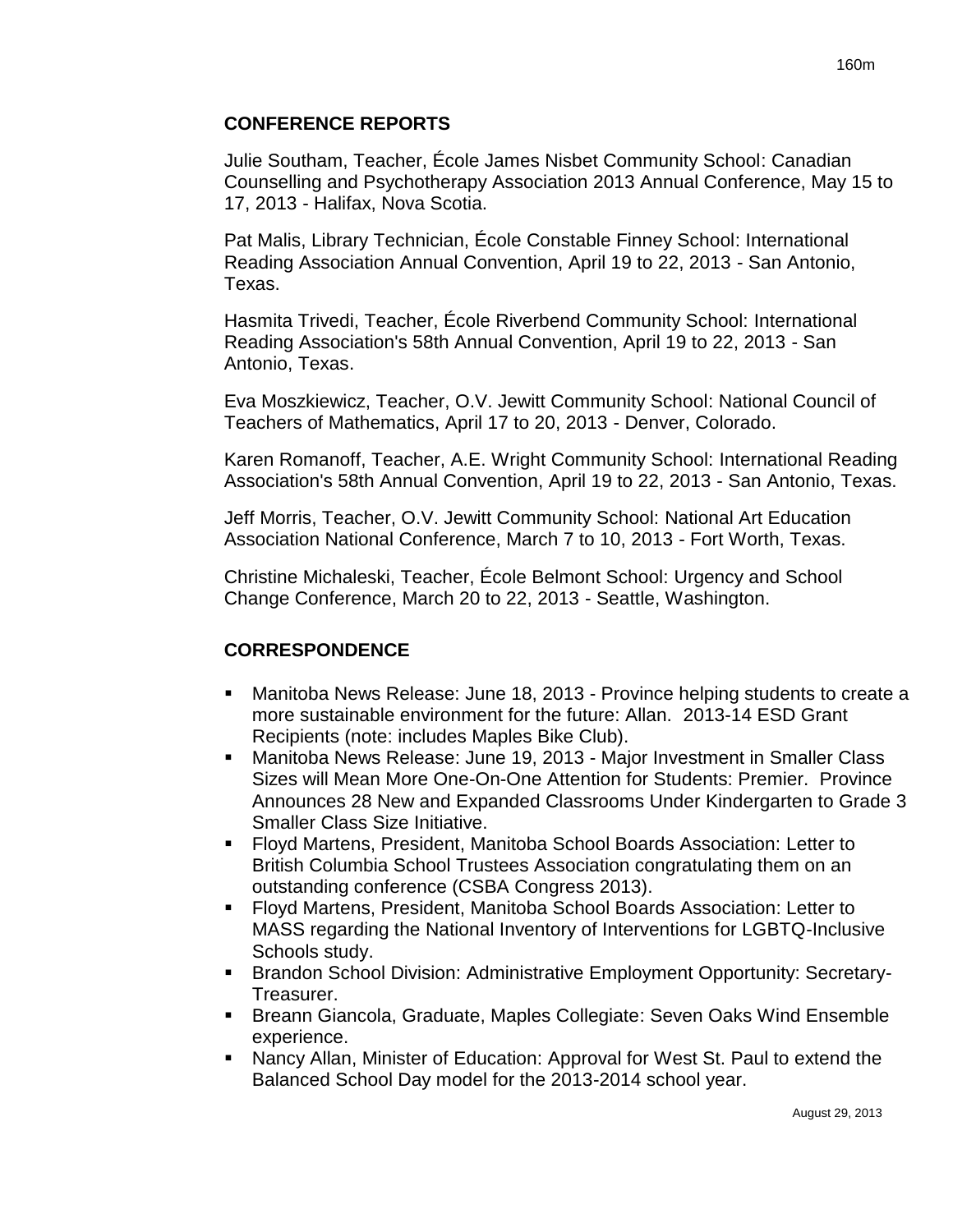## CONFERENCE REPORTS

Julie Southam, Teacher, École James Nisbet Community School: Canadian Counselling and Psychotherapy Association 2013 Annual Conference, May 15 to 17, 2013 - Halifax, Nova Scotia.

Pat Malis, Library Technician, École Constable Finney School: International Reading Association Annual Convention, April 19 to 22, 2013 - San Antonio, Texas.

Hasmita Trivedi, Teacher, École Riverbend Community School: International Reading Association's 58th Annual Convention, April 19 to 22, 2013 - San Antonio, Texas.

Eva Moszkiewicz, Teacher, O.V. Jewitt Community School: National Council of Teachers of Mathematics, April 17 to 20, 2013 - Denver, Colorado.

Karen Romanoff, Teacher, A.E. Wright Community School: International Reading Association's 58th Annual Convention, April 19 to 22, 2013 - San Antonio, Texas.

Jeff Morris, Teacher, O.V. Jewitt Community School: National Art Education Association National Conference, March 7 to 10, 2013 - Fort Worth, Texas.

Christine Michaleski, Teacher, École Belmont School: Urgency and School Change Conference, March 20 to 22, 2013 - Seattle, Washington.

## CORRESPONDENCE

- Manitoba News Release: June 18, 2013 - Province helping students to create a more sustainable environment for the future: Allan. 2013-14 ESD Grant Recipients (note: includes Maples Bike Club).
- Manitoba News Release: June 19, 2013 - Major Investment in Smaller Class Sizes will Mean More One-On-One Attention for Students: Premier. Province Announces 28 New and Expanded Classrooms Under Kindergarten to Grade 3 Smaller Class Size Initiative.
- Floyd Martens, President, Manitoba School Boards Association: Letter to British Columbia School Trustees Association congratulating them on an outstanding conference (CSBA Congress 2013).
- Floyd Martens, President, Manitoba School Boards Association: Letter to MASS regarding the National Inventory of Interventions for LGBTQ-Inclusive Schools study.
- Brandon School Division: Administrative Employment Opportunity: Secretary-Treasurer.
- Breann Giancola, Graduate, Maples Collegiate: Seven Oaks Wind Ensemble experience.
- Nancy Allan, Minister of Education: Approval for West St. Paul to extend the Balanced School Day model for the 2013-2014 school year.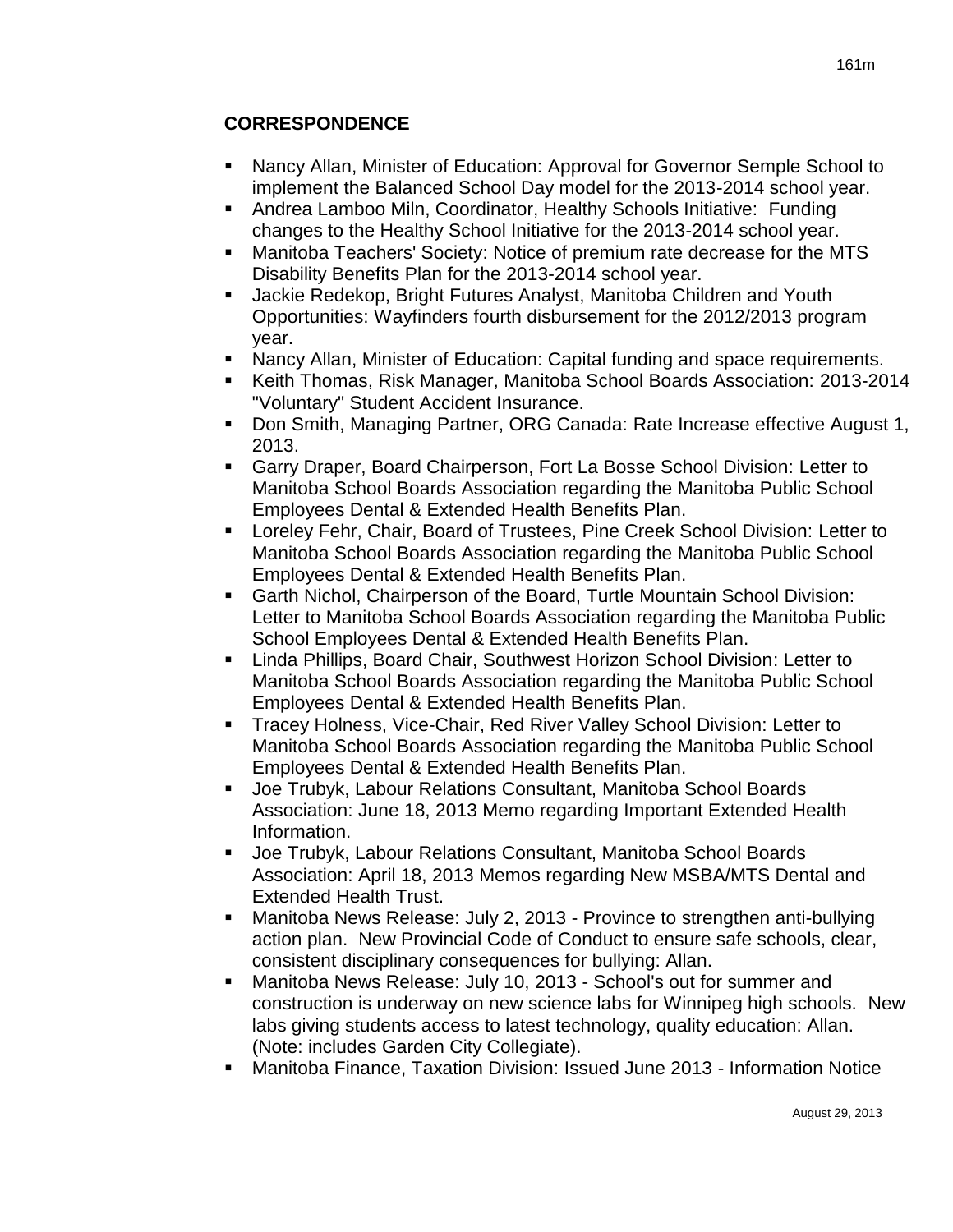## CORRESPONDENCE

- Nancy Allan, Minister of Education: Approval for Governor Semple School to implement the Balanced School Day model for the 2013-2014 school year.
- Andrea Lamboo Miln, Coordinator, Healthy Schools Initiative: Funding changes to the Healthy School Initiative for the 2013-2014 school year.
- Manitoba Teachers' Society: Notice of premium rate decrease for the MTS Disability Benefits Plan for the 2013-2014 school year.
- Jackie Redekop, Bright Futures Analyst, Manitoba Children and Youth Opportunities: Wayfinders fourth disbursement for the 2012/2013 program year.
- Nancy Allan, Minister of Education: Capital funding and space requirements.
- Keith Thomas, Risk Manager, Manitoba School Boards Association: 2013-2014 "Voluntary" Student Accident Insurance.
- Don Smith, Managing Partner, ORG Canada: Rate Increase effective August 1, 2013.
- Garry Draper, Board Chairperson, Fort La Bosse School Division: Letter to Manitoba School Boards Association regarding the Manitoba Public School Employees Dental & Extended Health Benefits Plan.
- Loreley Fehr, Chair, Board of Trustees, Pine Creek School Division: Letter to Manitoba School Boards Association regarding the Manitoba Public School Employees Dental & Extended Health Benefits Plan.
- Garth Nichol, Chairperson of the Board, Turtle Mountain School Division: Letter to Manitoba School Boards Association regarding the Manitoba Public School Employees Dental & Extended Health Benefits Plan.
- Linda Phillips, Board Chair, Southwest Horizon School Division: Letter to Manitoba School Boards Association regarding the Manitoba Public School Employees Dental & Extended Health Benefits Plan.
- Tracey Holness, Vice-Chair, Red River Valley School Division: Letter to Manitoba School Boards Association regarding the Manitoba Public School Employees Dental & Extended Health Benefits Plan.
- Joe Trubyk, Labour Relations Consultant, Manitoba School Boards Association: June 18, 2013 Memo regarding Important Extended Health Information.
- Joe Trubyk, Labour Relations Consultant, Manitoba School Boards Association: April 18, 2013 Memos regarding New MSBA/MTS Dental and Extended Health Trust.
- Manitoba News Release: July 2, 2013 - Province to strengthen anti-bullying action plan. New Provincial Code of Conduct to ensure safe schools, clear, consistent disciplinary consequences for bullying: Allan.
- Manitoba News Release: July 10, 2013 - School's out for summer and construction is underway on new science labs for Winnipeg high schools. New labs giving students access to latest technology, quality education: Allan. (Note: includes Garden City Collegiate).
- Manitoba Finance, Taxation Division: Issued June 2013 - Information Notice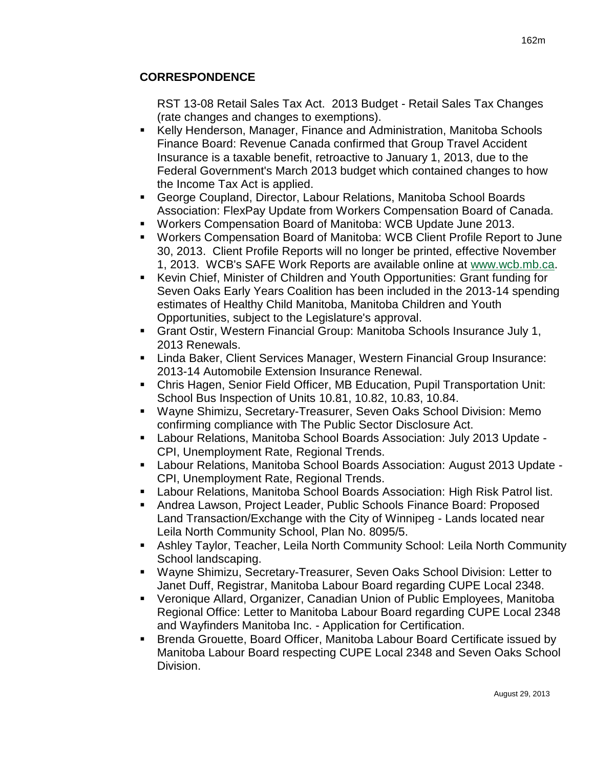## CORRESPONDENCE

RST 13-08 Retail Sales Tax Act. 2013 Budget - Retail Sales Tax Changes (rate changes and changes to exemptions).

- Kelly Henderson, Manager, Finance and Administration, Manitoba Schools Finance Board: Revenue Canada confirmed that Group Travel Accident Insurance is a taxable benefit, retroactive to January 1, 2013, due to the Federal Government's March 2013 budget which contained changes to how the Income Tax Act is applied.
- George Coupland, Director, Labour Relations, Manitoba School Boards Association: FlexPay Update from Workers Compensation Board of Canada.
- Workers Compensation Board of Manitoba: WCB Update June 2013.
- Workers Compensation Board of Manitoba: WCB Client Profile Report to June 30, 2013. Client Profile Reports will no longer be printed, effective November 1, 2013. WCB's SAFE Work Reports are available online at www.wcb.mb.ca.
- Kevin Chief, Minister of Children and Youth Opportunities: Grant funding for Seven Oaks Early Years Coalition has been included in the 2013-14 spending estimates of Healthy Child Manitoba, Manitoba Children and Youth Opportunities, subject to the Legislature's approval.
- Grant Ostir, Western Financial Group: Manitoba Schools Insurance July 1, 2013 Renewals.
- Linda Baker, Client Services Manager, Western Financial Group Insurance: 2013-14 Automobile Extension Insurance Renewal.
- Chris Hagen, Senior Field Officer, MB Education, Pupil Transportation Unit: School Bus Inspection of Units 10.81, 10.82, 10.83, 10.84.
- Wayne Shimizu, Secretary-Treasurer, Seven Oaks School Division: Memo confirming compliance with The Public Sector Disclosure Act.
- Labour Relations, Manitoba School Boards Association: July 2013 Update - CPI, Unemployment Rate, Regional Trends.
- Labour Relations, Manitoba School Boards Association: August 2013 Update - CPI, Unemployment Rate, Regional Trends.
- Labour Relations, Manitoba School Boards Association: High Risk Patrol list.
- Andrea Lawson, Project Leader, Public Schools Finance Board: Proposed Land Transaction/Exchange with the City of Winnipeg - Lands located near Leila North Community School, Plan No. 8095/5.
- Ashley Taylor, Teacher, Leila North Community School: Leila North Community School landscaping.
- Wayne Shimizu, Secretary-Treasurer, Seven Oaks School Division: Letter to Janet Duff, Registrar, Manitoba Labour Board regarding CUPE Local 2348.
- Veronique Allard, Organizer, Canadian Union of Public Employees, Manitoba Regional Office: Letter to Manitoba Labour Board regarding CUPE Local 2348 and Wayfinders Manitoba Inc. - Application for Certification.
- Brenda Grouette, Board Officer, Manitoba Labour Board Certificate issued by Manitoba Labour Board respecting CUPE Local 2348 and Seven Oaks School Division.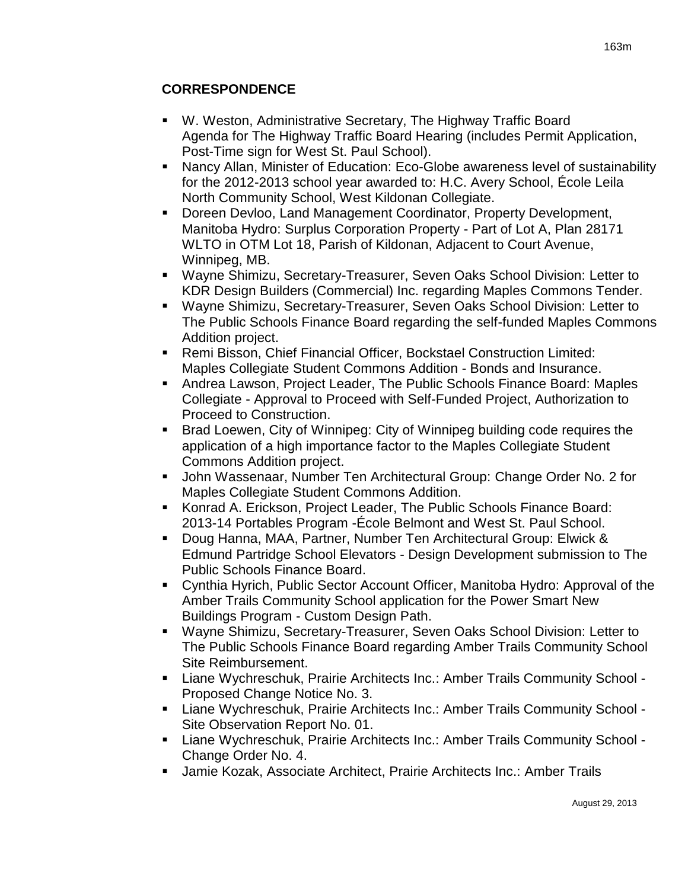## CORRESPONDENCE

- W. Weston, Administrative Secretary, The Highway Traffic Board Agenda for The Highway Traffic Board Hearing (includes Permit Application, Post-Time sign for West St. Paul School).
- Nancy Allan, Minister of Education: Eco-Globe awareness level of sustainability for the 2012-2013 school year awarded to: H.C. Avery School, École Leila North Community School, West Kildonan Collegiate.
- Doreen Devloo, Land Management Coordinator, Property Development, Manitoba Hydro: Surplus Corporation Property - Part of Lot A, Plan 28171 WLTO in OTM Lot 18, Parish of Kildonan, Adjacent to Court Avenue, Winnipeg, MB.
- Wayne Shimizu, Secretary-Treasurer, Seven Oaks School Division: Letter to KDR Design Builders (Commercial) Inc. regarding Maples Commons Tender.
- Wayne Shimizu, Secretary-Treasurer, Seven Oaks School Division: Letter to The Public Schools Finance Board regarding the self-funded Maples Commons Addition project.
- Remi Bisson, Chief Financial Officer, Bockstael Construction Limited: Maples Collegiate Student Commons Addition - Bonds and Insurance.
- Andrea Lawson, Project Leader, The Public Schools Finance Board: Maples Collegiate - Approval to Proceed with Self-Funded Project, Authorization to Proceed to Construction.
- Brad Loewen, City of Winnipeg: City of Winnipeg building code requires the application of a high importance factor to the Maples Collegiate Student Commons Addition project.
- John Wassenaar, Number Ten Architectural Group: Change Order No. 2 for Maples Collegiate Student Commons Addition.
- Konrad A. Erickson, Project Leader, The Public Schools Finance Board: 2013-14 Portables Program -École Belmont and West St. Paul School.
- Doug Hanna, MAA, Partner, Number Ten Architectural Group: Elwick & Edmund Partridge School Elevators - Design Development submission to The Public Schools Finance Board.
- Cynthia Hyrich, Public Sector Account Officer, Manitoba Hydro: Approval of the Amber Trails Community School application for the Power Smart New Buildings Program - Custom Design Path.
- Wayne Shimizu, Secretary-Treasurer, Seven Oaks School Division: Letter to The Public Schools Finance Board regarding Amber Trails Community School Site Reimbursement.
- Liane Wychreschuk, Prairie Architects Inc.: Amber Trails Community School - Proposed Change Notice No. 3.
- Liane Wychreschuk, Prairie Architects Inc.: Amber Trails Community School - Site Observation Report No. 01.
- Liane Wychreschuk, Prairie Architects Inc.: Amber Trails Community School - Change Order No. 4.
- Jamie Kozak, Associate Architect, Prairie Architects Inc.: Amber Trails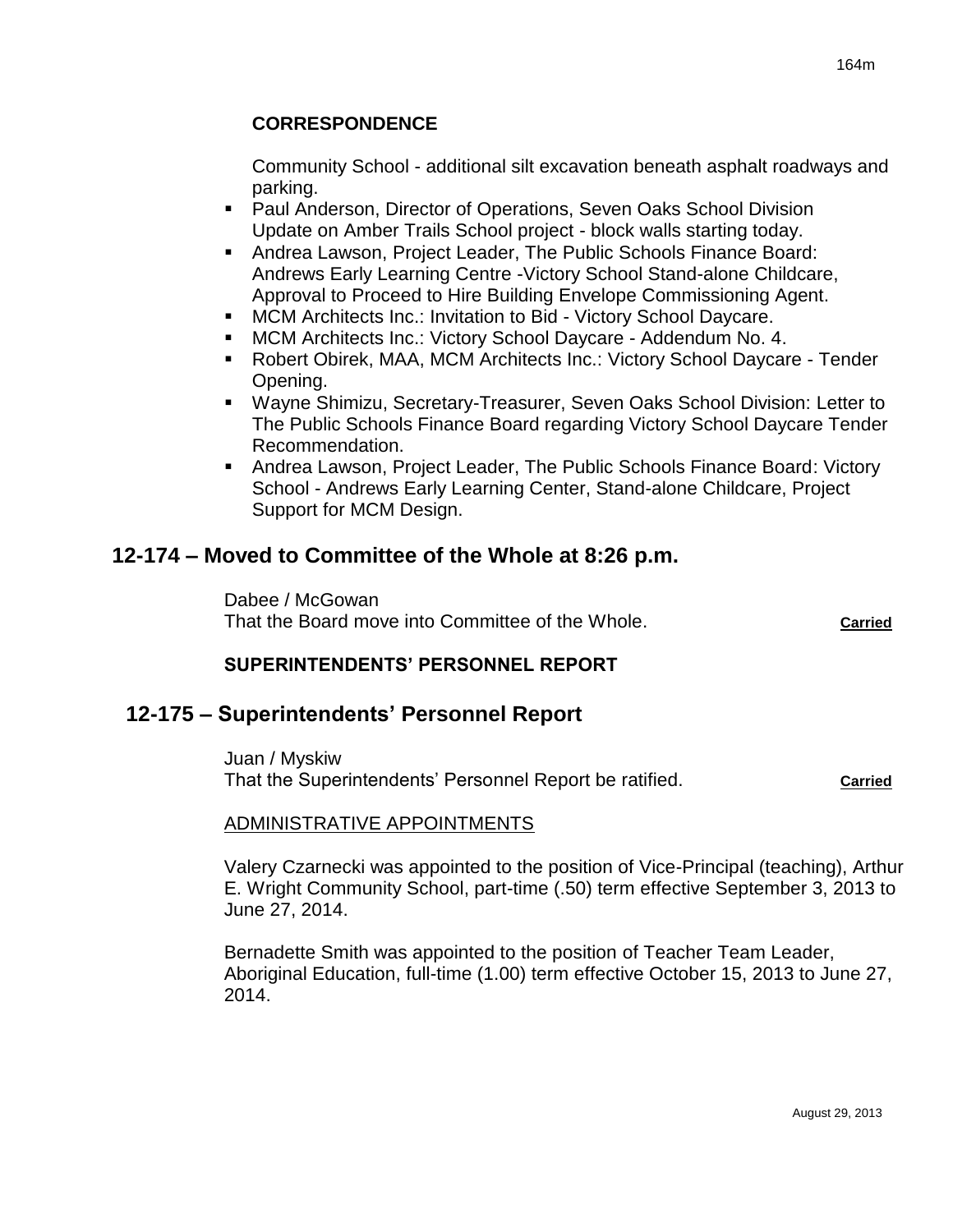**CORRESPONDENCE**

Community School - additional silt excavation beneath asphalt roadways and parking.

- Paul Anderson, Director of Operations, Seven Oaks School Division Update on Amber Trails School project - block walls starting today.
- Andrea Lawson, Project Leader, The Public Schools Finance Board: Andrews Early Learning Centre -Victory School Stand-alone Childcare, Approval to Proceed to Hire Building Envelope Commissioning Agent.
- MCM Architects Inc.: Invitation to Bid - Victory School Daycare.
- MCM Architects Inc.: Victory School Daycare - Addendum No. 4.
- Robert Obirek, MAA, MCM Architects Inc.: Victory School Daycare - Tender Opening.
- Wayne Shimizu, Secretary-Treasurer, Seven Oaks School Division: Letter to The Public Schools Finance Board regarding Victory School Daycare Tender Recommendation.
- Andrea Lawson, Project Leader, The Public Schools Finance Board: Victory School - Andrews Early Learning Center, Stand-alone Childcare, Project Support for MCM Design.

## 12-174 – Moved to Committee of the Whole at 8:26 p.m.

Dabee / McGowan
That the Board move into Committee of the Whole. **Carried**

**SUPERINTENDENTS' PERSONNEL REPORT**

## 12-175 – Superintendents' Personnel Report

Juan / Myskiw
That the Superintendents' Personnel Report be ratified. **Carried**

ADMINISTRATIVE APPOINTMENTS

Valery Czarnecki was appointed to the position of Vice-Principal (teaching), Arthur E. Wright Community School, part-time (.50) term effective September 3, 2013 to June 27, 2014.

Bernadette Smith was appointed to the position of Teacher Team Leader, Aboriginal Education, full-time (1.00) term effective October 15, 2013 to June 27, 2014.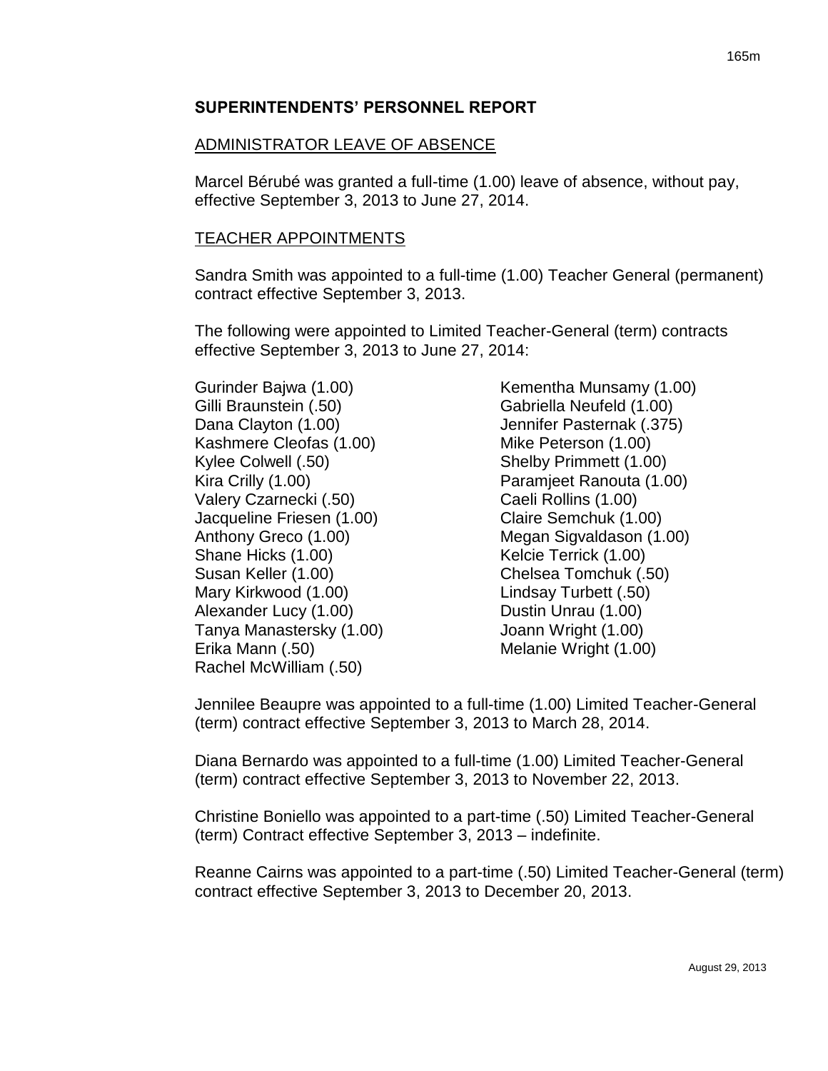## SUPERINTENDENTS' PERSONNEL REPORT

### ADMINISTRATOR LEAVE OF ABSENCE

Marcel Bérubé was granted a full-time (1.00) leave of absence, without pay, effective September 3, 2013 to June 27, 2014.

### TEACHER APPOINTMENTS

Sandra Smith was appointed to a full-time (1.00) Teacher General (permanent) contract effective September 3, 2013.

The following were appointed to Limited Teacher-General (term) contracts effective September 3, 2013 to June 27, 2014:

- Gurinder Bajwa (1.00)
- Gilli Braunstein (.50)
- Dana Clayton (1.00)
- Kashmere Cleofas (1.00)
- Kylee Colwell (.50)
- Kira Crilly (1.00)
- Valery Czarnecki (.50)
- Jacqueline Friesen (1.00)
- Anthony Greco (1.00)
- Shane Hicks (1.00)
- Susan Keller (1.00)
- Mary Kirkwood (1.00)
- Alexander Lucy (1.00)
- Tanya Manastersky (1.00)
- Erika Mann (.50)
- Rachel McWilliam (.50)
- Kementha Munsamy (1.00)
- Gabriella Neufeld (1.00)
- Jennifer Pasternak (.375)
- Mike Peterson (1.00)
- Shelby Primmett (1.00)
- Paramjeet Ranouta (1.00)
- Caeli Rollins (1.00)
- Claire Semchuk (1.00)
- Megan Sigvaldason (1.00)
- Kelcie Terrick (1.00)
- Chelsea Tomchuk (.50)
- Lindsay Turbett (.50)
- Dustin Unrau (1.00)
- Joann Wright (1.00)
- Melanie Wright (1.00)

Jennilee Beaupre was appointed to a full-time (1.00) Limited Teacher-General (term) contract effective September 3, 2013 to March 28, 2014.

Diana Bernardo was appointed to a full-time (1.00) Limited Teacher-General (term) contract effective September 3, 2013 to November 22, 2013.

Christine Boniello was appointed to a part-time (.50) Limited Teacher-General (term) Contract effective September 3, 2013 – indefinite.

Reanne Cairns was appointed to a part-time (.50) Limited Teacher-General (term) contract effective September 3, 2013 to December 20, 2013.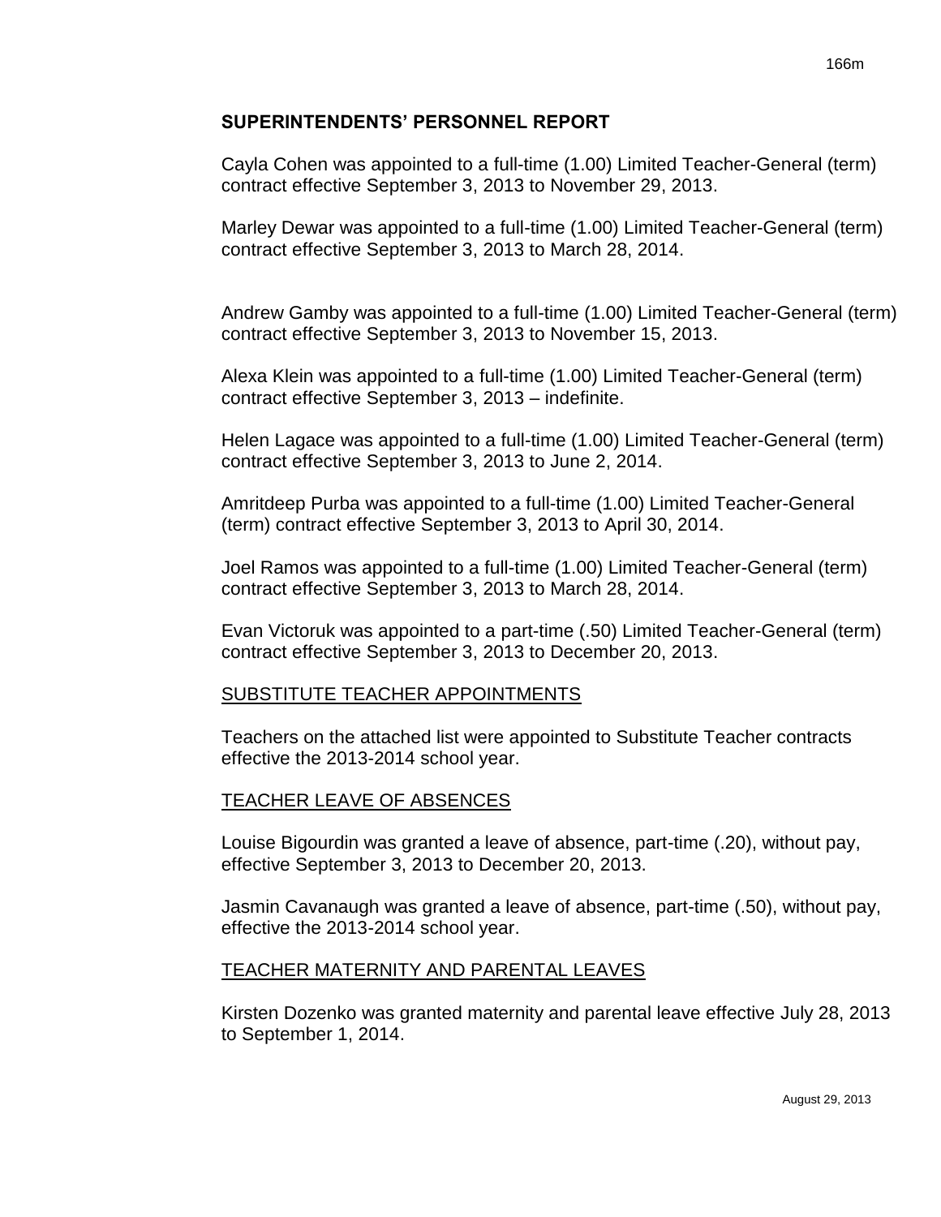## SUPERINTENDENTS' PERSONNEL REPORT

Cayla Cohen was appointed to a full-time (1.00) Limited Teacher-General (term) contract effective September 3, 2013 to November 29, 2013.

Marley Dewar was appointed to a full-time (1.00) Limited Teacher-General (term) contract effective September 3, 2013 to March 28, 2014.

Andrew Gamby was appointed to a full-time (1.00) Limited Teacher-General (term) contract effective September 3, 2013 to November 15, 2013.

Alexa Klein was appointed to a full-time (1.00) Limited Teacher-General (term) contract effective September 3, 2013 – indefinite.

Helen Lagace was appointed to a full-time (1.00) Limited Teacher-General (term) contract effective September 3, 2013 to June 2, 2014.

Amritdeep Purba was appointed to a full-time (1.00) Limited Teacher-General (term) contract effective September 3, 2013 to April 30, 2014.

Joel Ramos was appointed to a full-time (1.00) Limited Teacher-General (term) contract effective September 3, 2013 to March 28, 2014.

Evan Victoruk was appointed to a part-time (.50) Limited Teacher-General (term) contract effective September 3, 2013 to December 20, 2013.

### SUBSTITUTE TEACHER APPOINTMENTS

Teachers on the attached list were appointed to Substitute Teacher contracts effective the 2013-2014 school year.

### TEACHER LEAVE OF ABSENCES

Louise Bigourdin was granted a leave of absence, part-time (.20), without pay, effective September 3, 2013 to December 20, 2013.

Jasmin Cavanaugh was granted a leave of absence, part-time (.50), without pay, effective the 2013-2014 school year.

### TEACHER MATERNITY AND PARENTAL LEAVES

Kirsten Dozenko was granted maternity and parental leave effective July 28, 2013 to September 1, 2014.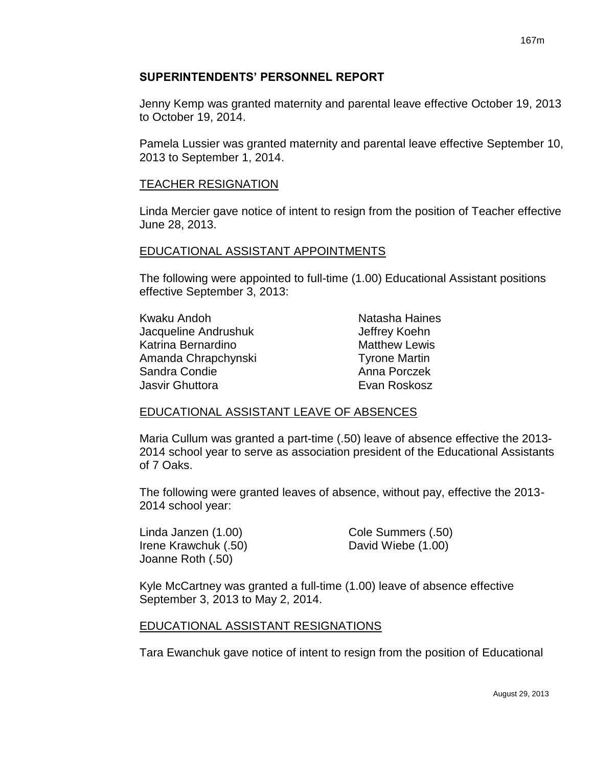## SUPERINTENDENTS' PERSONNEL REPORT

Jenny Kemp was granted maternity and parental leave effective October 19, 2013 to October 19, 2014.

Pamela Lussier was granted maternity and parental leave effective September 10, 2013 to September 1, 2014.

### TEACHER RESIGNATION

Linda Mercier gave notice of intent to resign from the position of Teacher effective June 28, 2013.

### EDUCATIONAL ASSISTANT APPOINTMENTS

The following were appointed to full-time (1.00) Educational Assistant positions effective September 3, 2013:

Kwaku Andoh
Jacqueline Andrushuk
Katrina Bernardino
Amanda Chrapchynski
Sandra Condie
Jasvir Ghuttora
Natasha Haines
Jeffrey Koehn
Matthew Lewis
Tyrone Martin
Anna Porczek
Evan Roskosz

### EDUCATIONAL ASSISTANT LEAVE OF ABSENCES

Maria Cullum was granted a part-time (.50) leave of absence effective the 2013-2014 school year to serve as association president of the Educational Assistants of 7 Oaks.

The following were granted leaves of absence, without pay, effective the 2013-2014 school year:

Linda Janzen (1.00)
Irene Krawchuk (.50)
Joanne Roth (.50)
Cole Summers (.50)
David Wiebe (1.00)

Kyle McCartney was granted a full-time (1.00) leave of absence effective September 3, 2013 to May 2, 2014.

### EDUCATIONAL ASSISTANT RESIGNATIONS

Tara Ewanchuk gave notice of intent to resign from the position of Educational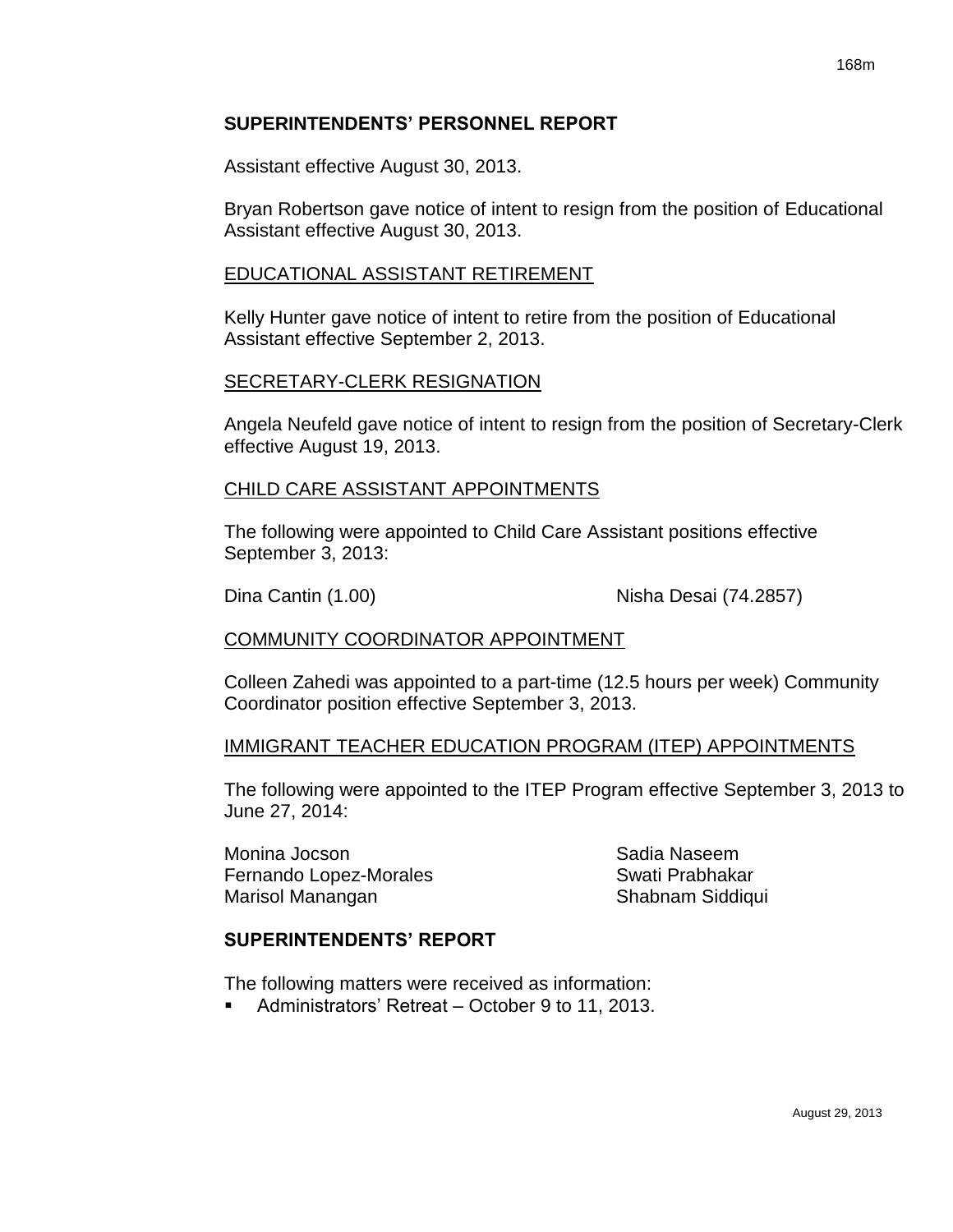## SUPERINTENDENTS' PERSONNEL REPORT

Assistant effective August 30, 2013.

Bryan Robertson gave notice of intent to resign from the position of Educational Assistant effective August 30, 2013.

EDUCATIONAL ASSISTANT RETIREMENT

Kelly Hunter gave notice of intent to retire from the position of Educational Assistant effective September 2, 2013.

SECRETARY-CLERK RESIGNATION

Angela Neufeld gave notice of intent to resign from the position of Secretary-Clerk effective August 19, 2013.

CHILD CARE ASSISTANT APPOINTMENTS

The following were appointed to Child Care Assistant positions effective September 3, 2013:

Dina Cantin (1.00)
Nisha Desai (74.2857)

COMMUNITY COORDINATOR APPOINTMENT

Colleen Zahedi was appointed to a part-time (12.5 hours per week) Community Coordinator position effective September 3, 2013.

IMMIGRANT TEACHER EDUCATION PROGRAM (ITEP) APPOINTMENTS

The following were appointed to the ITEP Program effective September 3, 2013 to June 27, 2014:

Monina Jocson
Fernando Lopez-Morales
Marisol Manangan
Sadia Naseem
Swati Prabhakar
Shabnam Siddiqui

## SUPERINTENDENTS' REPORT

The following matters were received as information:

- Administrators' Retreat – October 9 to 11, 2013.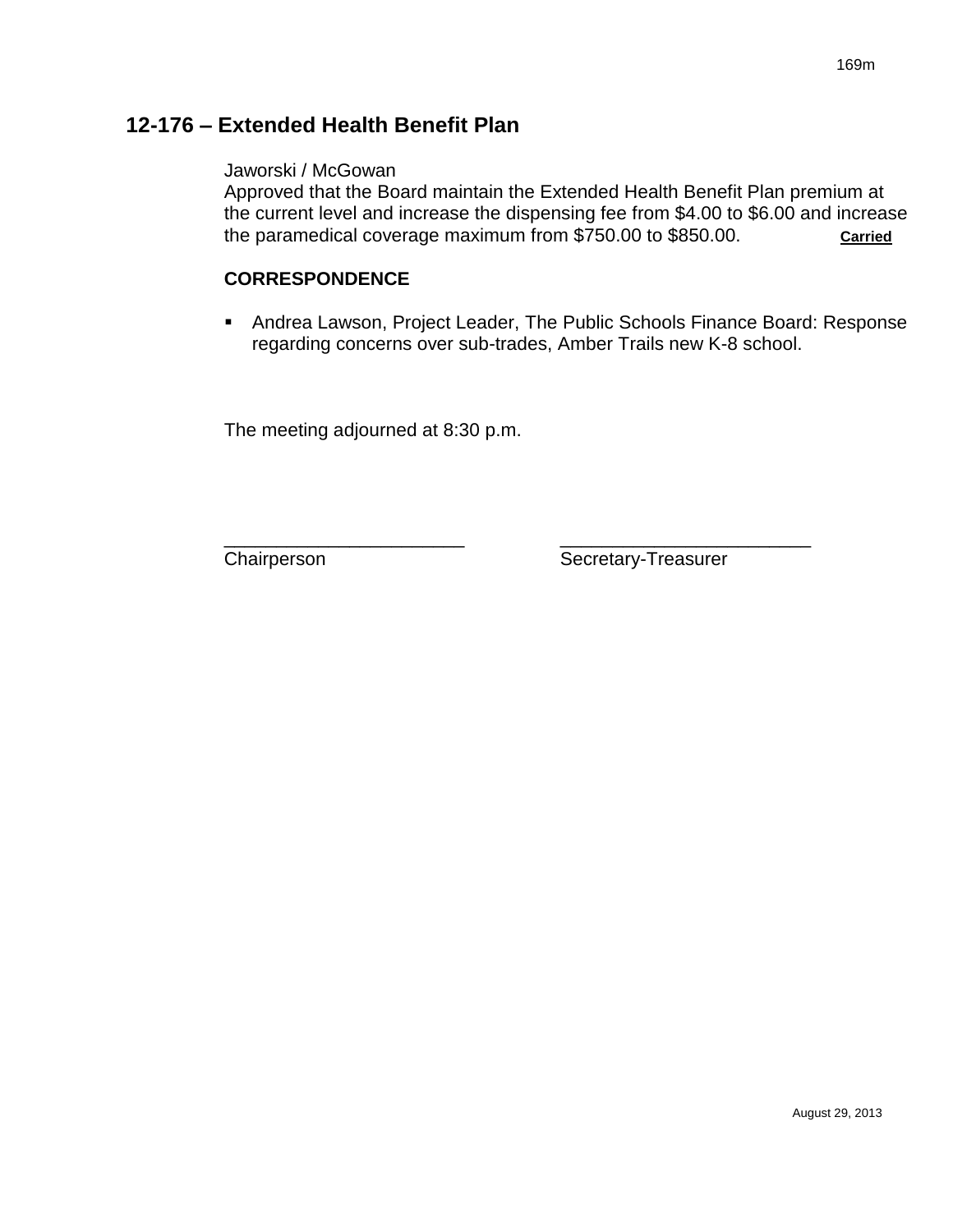## 12-176 – Extended Health Benefit Plan

Jaworski / McGowan
Approved that the Board maintain the Extended Health Benefit Plan premium at the current level and increase the dispensing fee from $4.00 to $6.00 and increase the paramedical coverage maximum from $750.00 to $850.00. **Carried**

**CORRESPONDENCE**

- Andrea Lawson, Project Leader, The Public Schools Finance Board: Response regarding concerns over sub-trades, Amber Trails new K-8 school.

The meeting adjourned at 8:30 p.m.

\_\_\_\_\_\_\_\_\_\_\_\_\_\_\_\_\_\_\_\_\_\_\_\_ \_\_\_\_\_\_\_\_\_\_\_\_\_\_\_\_\_\_\_\_\_\_\_\_\_
Chairperson Secretary-Treasurer